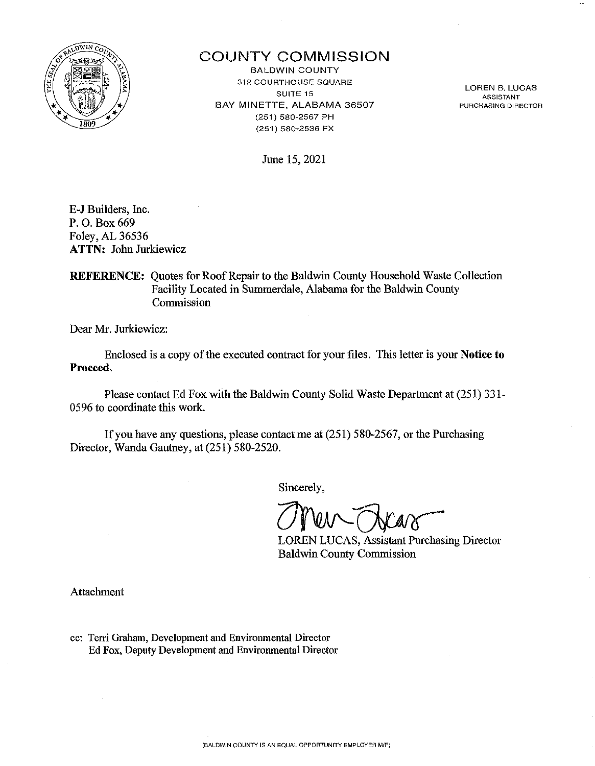# COUNTY COMMISSION

BALDWIN COUNTY
312 COURTHOUSE SQUARE
SUITE 15
BAY MINETTE, ALABAMA 36507
(251) 580-2567 PH
(251) 580-2536 FX

LOREN B. LUCAS
ASSISTANT
PURCHASING DIRECTOR

June 15, 2021

E-J Builders, Inc.
P. O. Box 669
Foley, AL 36536
**ATTN:** John Jurkiewicz

**REFERENCE:** Quotes for Roof Repair to the Baldwin County Household Waste Collection Facility Located in Summerdale, Alabama for the Baldwin County Commission

Dear Mr. Jurkiewicz:

Enclosed is a copy of the executed contract for your files. This letter is your **Notice to Proceed.**

Please contact Ed Fox with the Baldwin County Solid Waste Department at (251) 331-0596 to coordinate this work.

If you have any questions, please contact me at (251) 580-2567, or the Purchasing Director, Wanda Gautney, at (251) 580-2520.

Sincerely,

LOREN LUCAS, Assistant Purchasing Director
Baldwin County Commission

Attachment

cc: Terri Graham, Development and Environmental Director
Ed Fox, Deputy Development and Environmental Director

(BALDWIN COUNTY IS AN EQUAL OPPORTUNITY EMPLOYER M/F)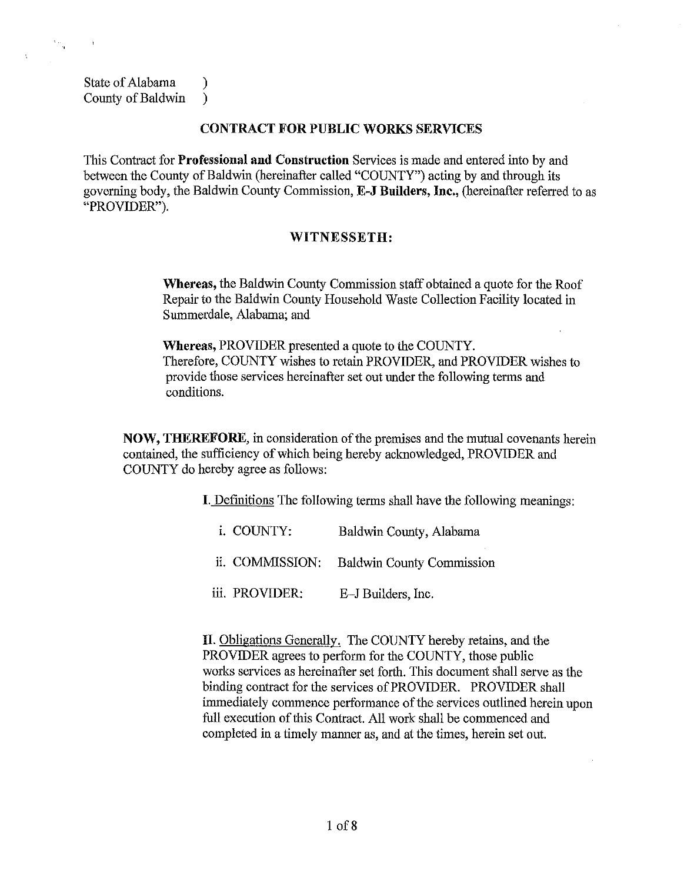State of Alabama )
County of Baldwin )

## CONTRACT FOR PUBLIC WORKS SERVICES

This Contract for **Professional and Construction** Services is made and entered into by and between the County of Baldwin (hereinafter called "COUNTY") acting by and through its governing body, the Baldwin County Commission, **E-J Builders, Inc.,** (hereinafter referred to as "PROVIDER").

## WITNESSETH:

**Whereas,** the Baldwin County Commission staff obtained a quote for the Roof Repair to the Baldwin County Household Waste Collection Facility located in Summerdale, Alabama; and

**Whereas,** PROVIDER presented a quote to the COUNTY.
Therefore, COUNTY wishes to retain PROVIDER, and PROVIDER wishes to provide those services hereinafter set out under the following terms and conditions.

**NOW, THEREFORE,** in consideration of the premises and the mutual covenants herein contained, the sufficiency of which being hereby acknowledged, PROVIDER and COUNTY do hereby agree as follows:

**I.** Definitions The following terms shall have the following meanings:

i. COUNTY: Baldwin County, Alabama

ii. COMMISSION: Baldwin County Commission

iii. PROVIDER: E-J Builders, Inc.

**II.** Obligations Generally. The COUNTY hereby retains, and the PROVIDER agrees to perform for the COUNTY, those public works services as hereinafter set forth. This document shall serve as the binding contract for the services of PROVIDER. PROVIDER shall immediately commence performance of the services outlined herein upon full execution of this Contract. All work shall be commenced and completed in a timely manner as, and at the times, herein set out.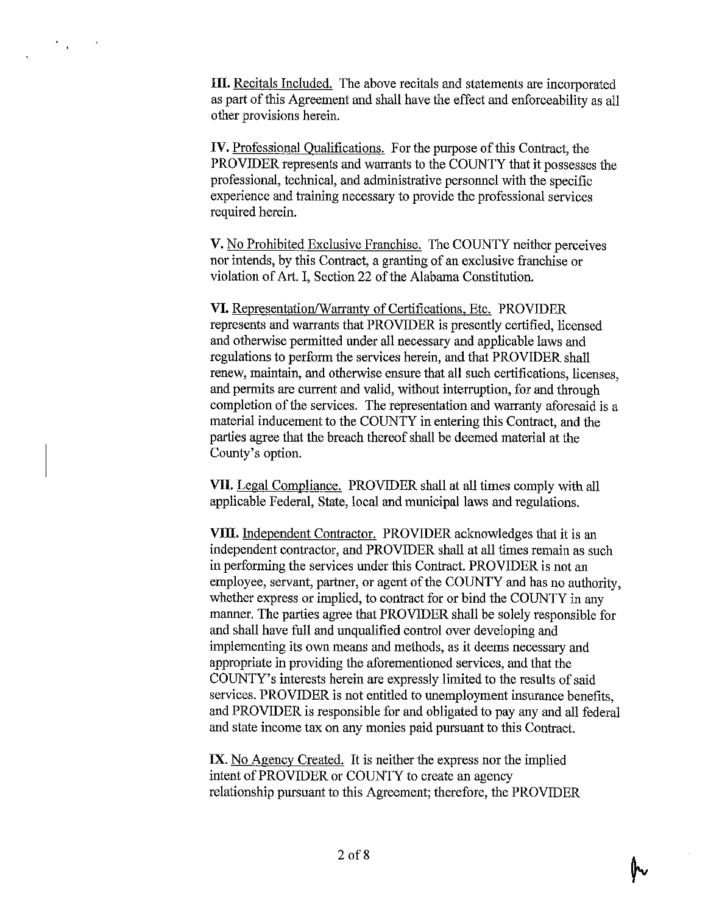**III.** Recitals Included. The above recitals and statements are incorporated as part of this Agreement and shall have the effect and enforceability as all other provisions herein.

**IV.** Professional Qualifications. For the purpose of this Contract, the PROVIDER represents and warrants to the COUNTY that it possesses the professional, technical, and administrative personnel with the specific experience and training necessary to provide the professional services required herein.

**V.** No Prohibited Exclusive Franchise. The COUNTY neither perceives nor intends, by this Contract, a granting of an exclusive franchise or violation of Art. I, Section 22 of the Alabama Constitution.

**VI.** Representation/Warranty of Certifications, Etc. PROVIDER represents and warrants that PROVIDER is presently certified, licensed and otherwise permitted under all necessary and applicable laws and regulations to perform the services herein, and that PROVIDER shall renew, maintain, and otherwise ensure that all such certifications, licenses, and permits are current and valid, without interruption, for and through completion of the services. The representation and warranty aforesaid is a material inducement to the COUNTY in entering this Contract, and the parties agree that the breach thereof shall be deemed material at the County's option.

**VII.** Legal Compliance. PROVIDER shall at all times comply with all applicable Federal, State, local and municipal laws and regulations.

**VIII.** Independent Contractor. PROVIDER acknowledges that it is an independent contractor, and PROVIDER shall at all times remain as such in performing the services under this Contract. PROVIDER is not an employee, servant, partner, or agent of the COUNTY and has no authority, whether express or implied, to contract for or bind the COUNTY in any manner. The parties agree that PROVIDER shall be solely responsible for and shall have full and unqualified control over developing and implementing its own means and methods, as it deems necessary and appropriate in providing the aforementioned services, and that the COUNTY's interests herein are expressly limited to the results of said services. PROVIDER is not entitled to unemployment insurance benefits, and PROVIDER is responsible for and obligated to pay any and all federal and state income tax on any monies paid pursuant to this Contract.

**IX.** No Agency Created. It is neither the express nor the implied intent of PROVIDER or COUNTY to create an agency relationship pursuant to this Agreement; therefore, the PROVIDER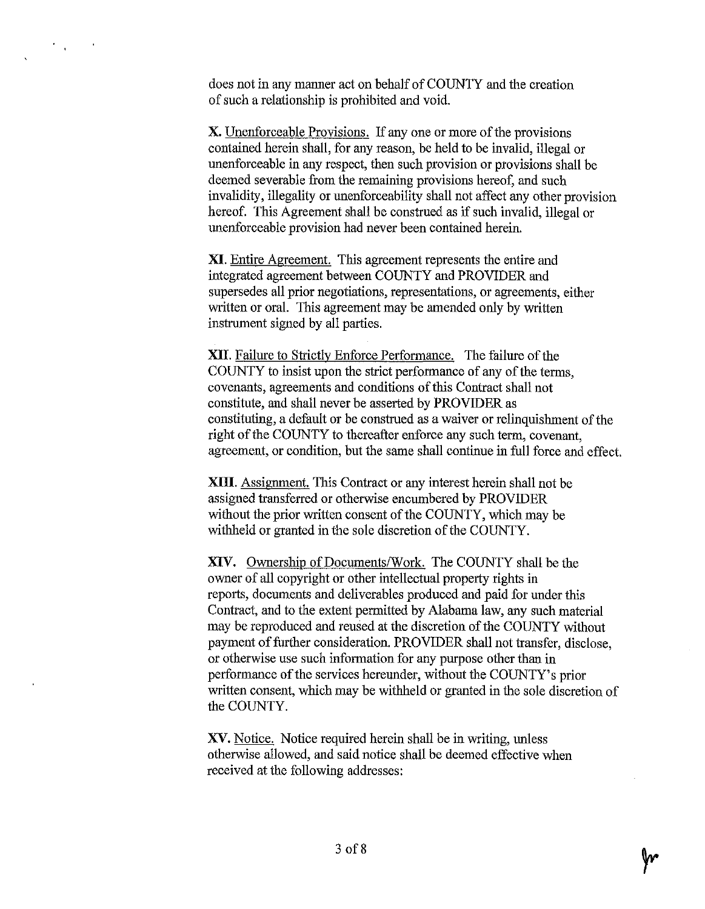does not in any manner act on behalf of COUNTY and the creation of such a relationship is prohibited and void.

**X.** Unenforceable Provisions. If any one or more of the provisions contained herein shall, for any reason, be held to be invalid, illegal or unenforceable in any respect, then such provision or provisions shall be deemed severable from the remaining provisions hereof, and such invalidity, illegality or unenforceability shall not affect any other provision hereof. This Agreement shall be construed as if such invalid, illegal or unenforceable provision had never been contained herein.

**XI.** Entire Agreement. This agreement represents the entire and integrated agreement between COUNTY and PROVIDER and supersedes all prior negotiations, representations, or agreements, either written or oral. This agreement may be amended only by written instrument signed by all parties.

**XII.** Failure to Strictly Enforce Performance. The failure of the COUNTY to insist upon the strict performance of any of the terms, covenants, agreements and conditions of this Contract shall not constitute, and shall never be asserted by PROVIDER as constituting, a default or be construed as a waiver or relinquishment of the right of the COUNTY to thereafter enforce any such term, covenant, agreement, or condition, but the same shall continue in full force and effect.

**XIII.** Assignment. This Contract or any interest herein shall not be assigned transferred or otherwise encumbered by PROVIDER without the prior written consent of the COUNTY, which may be withheld or granted in the sole discretion of the COUNTY.

**XIV.** Ownership of Documents/Work. The COUNTY shall be the owner of all copyright or other intellectual property rights in reports, documents and deliverables produced and paid for under this Contract, and to the extent permitted by Alabama law, any such material may be reproduced and reused at the discretion of the COUNTY without payment of further consideration. PROVIDER shall not transfer, disclose, or otherwise use such information for any purpose other than in performance of the services hereunder, without the COUNTY's prior written consent, which may be withheld or granted in the sole discretion of the COUNTY.

**XV.** Notice. Notice required herein shall be in writing, unless otherwise allowed, and said notice shall be deemed effective when received at the following addresses: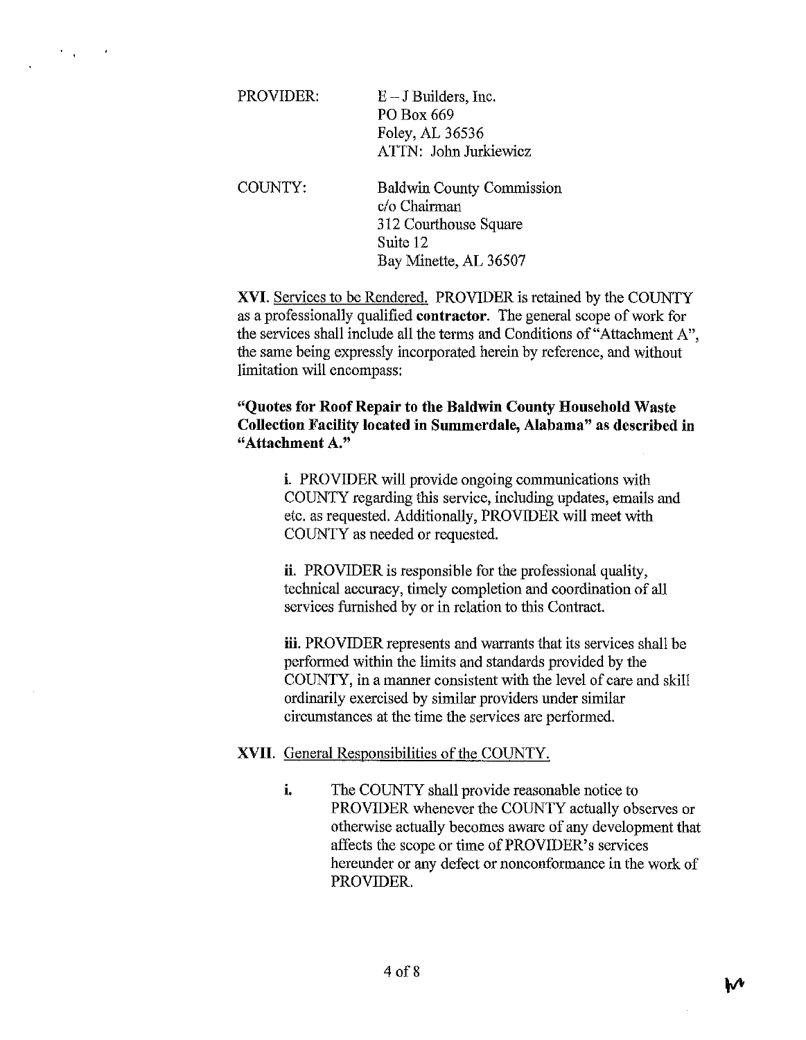PROVIDER: E – J Builders, Inc.
PO Box 669
Foley, AL 36536
ATTN: John Jurkiewicz

COUNTY: Baldwin County Commission
c/o Chairman
312 Courthouse Square
Suite 12
Bay Minette, AL 36507

**XVI.** Services to be Rendered. PROVIDER is retained by the COUNTY as a professionally qualified **contractor**. The general scope of work for the services shall include all the terms and Conditions of "Attachment A", the same being expressly incorporated herein by reference, and without limitation will encompass:

**"Quotes for Roof Repair to the Baldwin County Household Waste Collection Facility located in Summerdale, Alabama" as described in "Attachment A."**

**i.** PROVIDER will provide ongoing communications with COUNTY regarding this service, including updates, emails and etc. as requested. Additionally, PROVIDER will meet with COUNTY as needed or requested.

**ii.** PROVIDER is responsible for the professional quality, technical accuracy, timely completion and coordination of all services furnished by or in relation to this Contract.

**iii.** PROVIDER represents and warrants that its services shall be performed within the limits and standards provided by the COUNTY, in a manner consistent with the level of care and skill ordinarily exercised by similar providers under similar circumstances at the time the services are performed.

**XVII.** General Responsibilities of the COUNTY.

**i.** The COUNTY shall provide reasonable notice to PROVIDER whenever the COUNTY actually observes or otherwise actually becomes aware of any development that affects the scope or time of PROVIDER's services hereunder or any defect or nonconformance in the work of PROVIDER.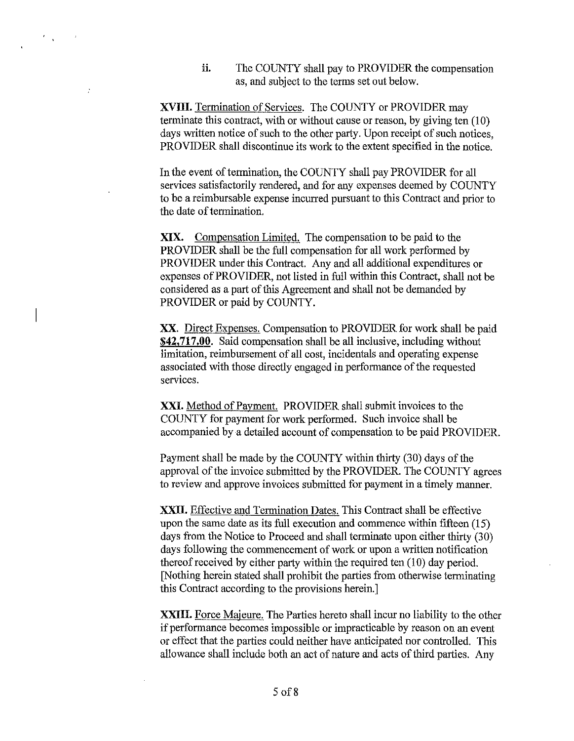ii. The COUNTY shall pay to PROVIDER the compensation as, and subject to the terms set out below.

**XVIII.** Termination of Services. The COUNTY or PROVIDER may terminate this contract, with or without cause or reason, by giving ten (10) days written notice of such to the other party. Upon receipt of such notices, PROVIDER shall discontinue its work to the extent specified in the notice.

In the event of termination, the COUNTY shall pay PROVIDER for all services satisfactorily rendered, and for any expenses deemed by COUNTY to be a reimbursable expense incurred pursuant to this Contract and prior to the date of termination.

**XIX.** Compensation Limited. The compensation to be paid to the PROVIDER shall be the full compensation for all work performed by PROVIDER under this Contract. Any and all additional expenditures or expenses of PROVIDER, not listed in full within this Contract, shall not be considered as a part of this Agreement and shall not be demanded by PROVIDER or paid by COUNTY.

**XX.** Direct Expenses. Compensation to PROVIDER for work shall be paid **$42,717.00**. Said compensation shall be all inclusive, including without limitation, reimbursement of all cost, incidentals and operating expense associated with those directly engaged in performance of the requested services.

**XXI.** Method of Payment. PROVIDER shall submit invoices to the COUNTY for payment for work performed. Such invoice shall be accompanied by a detailed account of compensation to be paid PROVIDER.

Payment shall be made by the COUNTY within thirty (30) days of the approval of the invoice submitted by the PROVIDER. The COUNTY agrees to review and approve invoices submitted for payment in a timely manner.

**XXII.** Effective and Termination Dates. This Contract shall be effective upon the same date as its full execution and commence within fifteen (15) days from the Notice to Proceed and shall terminate upon either thirty (30) days following the commencement of work or upon a written notification thereof received by either party within the required ten (10) day period. [Nothing herein stated shall prohibit the parties from otherwise terminating this Contract according to the provisions herein.]

**XXIII.** Force Majeure. The Parties hereto shall incur no liability to the other if performance becomes impossible or impracticable by reason on an event or effect that the parties could neither have anticipated nor controlled. This allowance shall include both an act of nature and acts of third parties. Any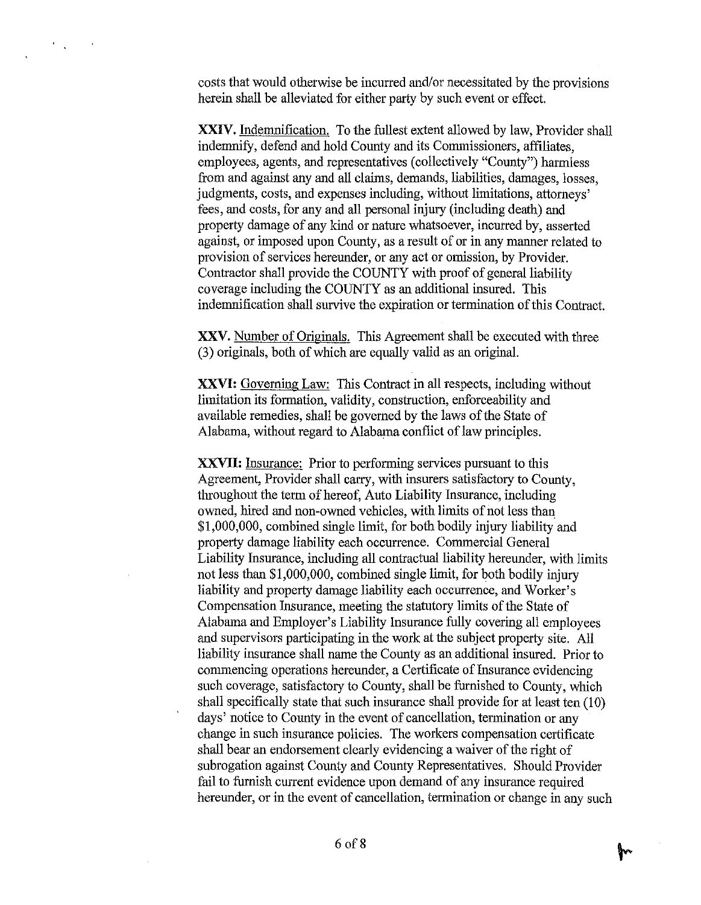costs that would otherwise be incurred and/or necessitated by the provisions herein shall be alleviated for either party by such event or effect.

**XXIV.** Indemnification. To the fullest extent allowed by law, Provider shall indemnify, defend and hold County and its Commissioners, affiliates, employees, agents, and representatives (collectively "County") harmless from and against any and all claims, demands, liabilities, damages, losses, judgments, costs, and expenses including, without limitations, attorneys' fees, and costs, for any and all personal injury (including death) and property damage of any kind or nature whatsoever, incurred by, asserted against, or imposed upon County, as a result of or in any manner related to provision of services hereunder, or any act or omission, by Provider. Contractor shall provide the COUNTY with proof of general liability coverage including the COUNTY as an additional insured. This indemnification shall survive the expiration or termination of this Contract.

**XXV.** Number of Originals. This Agreement shall be executed with three (3) originals, both of which are equally valid as an original.

**XXVI:** Governing Law: This Contract in all respects, including without limitation its formation, validity, construction, enforceability and available remedies, shall be governed by the laws of the State of Alabama, without regard to Alabama conflict of law principles.

**XXVII:** Insurance: Prior to performing services pursuant to this Agreement, Provider shall carry, with insurers satisfactory to County, throughout the term of hereof, Auto Liability Insurance, including owned, hired and non-owned vehicles, with limits of not less than $1,000,000, combined single limit, for both bodily injury liability and property damage liability each occurrence. Commercial General Liability Insurance, including all contractual liability hereunder, with limits not less than $1,000,000, combined single limit, for both bodily injury liability and property damage liability each occurrence, and Worker's Compensation Insurance, meeting the statutory limits of the State of Alabama and Employer's Liability Insurance fully covering all employees and supervisors participating in the work at the subject property site. All liability insurance shall name the County as an additional insured. Prior to commencing operations hereunder, a Certificate of Insurance evidencing such coverage, satisfactory to County, shall be furnished to County, which shall specifically state that such insurance shall provide for at least ten (10) days' notice to County in the event of cancellation, termination or any change in such insurance policies. The workers compensation certificate shall bear an endorsement clearly evidencing a waiver of the right of subrogation against County and County Representatives. Should Provider fail to furnish current evidence upon demand of any insurance required hereunder, or in the event of cancellation, termination or change in any such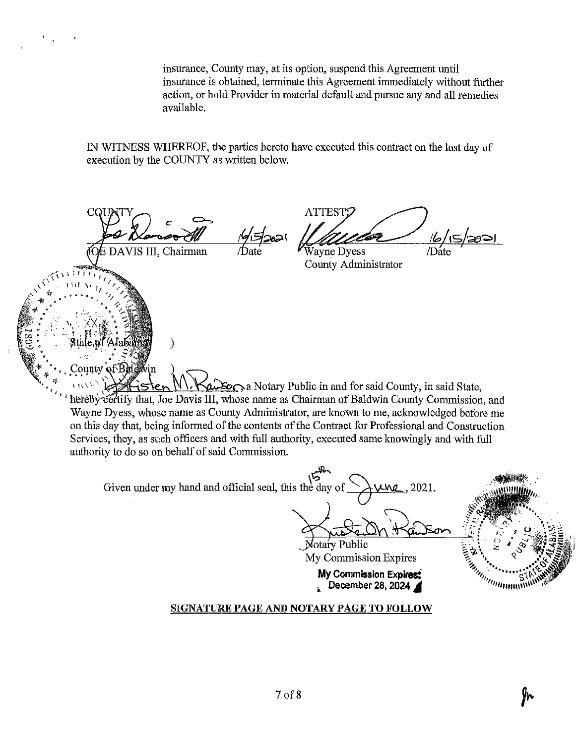insurance, County may, at its option, suspend this Agreement until insurance is obtained, terminate this Agreement immediately without further action, or hold Provider in material default and pursue any and all remedies available.

IN WITNESS WHEREOF, the parties hereto have executed this contract on the last day of execution by the COUNTY as written below.

COUNTY

JOE DAVIS III, Chairman 6/15/2021 /Date

ATTEST:

Wayne Dyess 6/15/2021 /Date
County Administrator

State of Alabama )

County of Baldwin )

I, Kristen M. Rawson, a Notary Public in and for said County, in said State, hereby certify that, Joe Davis III, whose name as Chairman of Baldwin County Commission, and Wayne Dyess, whose name as County Administrator, are known to me, acknowledged before me on this day that, being informed of the contents of the Contract for Professional and Construction Services, they, as such officers and with full authority, executed same knowingly and with full authority to do so on behalf of said Commission.

Given under my hand and official seal, this the 15th day of June, 2021.

Notary Public
My Commission Expires
My Commission Expires: December 28, 2024

**SIGNATURE PAGE AND NOTARY PAGE TO FOLLOW**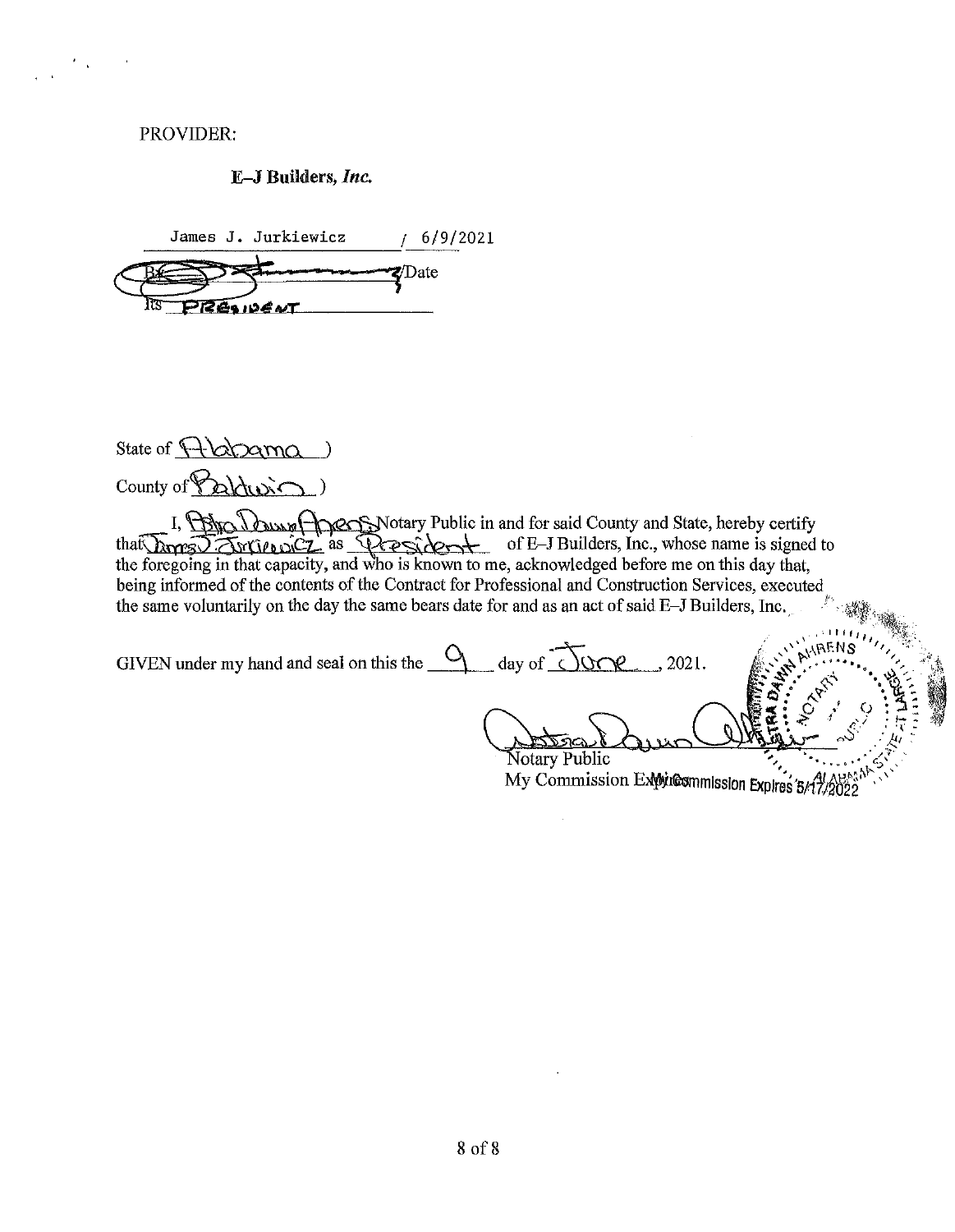PROVIDER:

**E–J Builders, *Inc.***

James J. Jurkiewicz / 6/9/2021

By ______________________ /Date

Its PRESIDENT

State of Alabama )

County of Baldwin )

I, Astra Dawn Ahrens Notary Public in and for said County and State, hereby certify that James J. Jurkiewicz as President of E–J Builders, Inc., whose name is signed to the foregoing in that capacity, and who is known to me, acknowledged before me on this day that, being informed of the contents of the Contract for Professional and Construction Services, executed the same voluntarily on the day the same bears date for and as an act of said E–J Builders, Inc.

GIVEN under my hand and seal on this the 9 day of June, 2021.

Notary Public

My Commission Expires: My Commission Expires 5/17/2022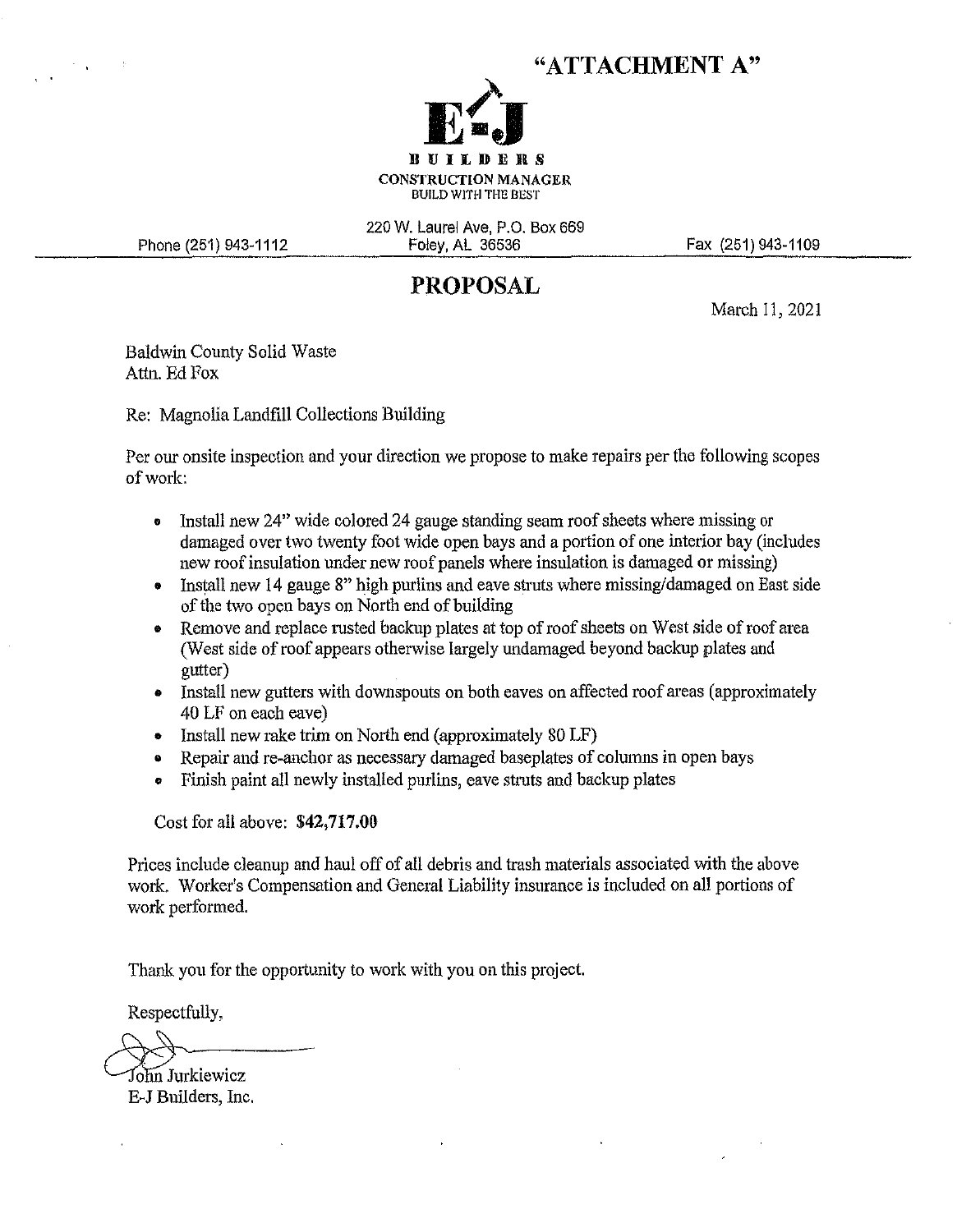**"ATTACHMENT A"**

**E-J**

**BUILDERS**

CONSTRUCTION MANAGER
BUILD WITH THE BEST

Phone (251) 943-1112 | 220 W. Laurel Ave, P.O. Box 669, Foley, AL 36536 | Fax (251) 943-1109

# PROPOSAL

March 11, 2021

Baldwin County Solid Waste
Attn. Ed Fox

Re: Magnolia Landfill Collections Building

Per our onsite inspection and your direction we propose to make repairs per the following scopes of work:

- Install new 24" wide colored 24 gauge standing seam roof sheets where missing or damaged over two twenty foot wide open bays and a portion of one interior bay (includes new roof insulation under new roof panels where insulation is damaged or missing)
- Install new 14 gauge 8" high purlins and eave struts where missing/damaged on East side of the two open bays on North end of building
- Remove and replace rusted backup plates at top of roof sheets on West side of roof area (West side of roof appears otherwise largely undamaged beyond backup plates and gutter)
- Install new gutters with downspouts on both eaves on affected roof areas (approximately 40 LF on each eave)
- Install new rake trim on North end (approximately 80 LF)
- Repair and re-anchor as necessary damaged baseplates of columns in open bays
- Finish paint all newly installed purlins, eave struts and backup plates

Cost for all above: **$42,717.00**

Prices include cleanup and haul off of all debris and trash materials associated with the above work. Worker's Compensation and General Liability insurance is included on all portions of work performed.

Thank you for the opportunity to work with you on this project.

Respectfully,

John Jurkiewicz
E-J Builders, Inc.